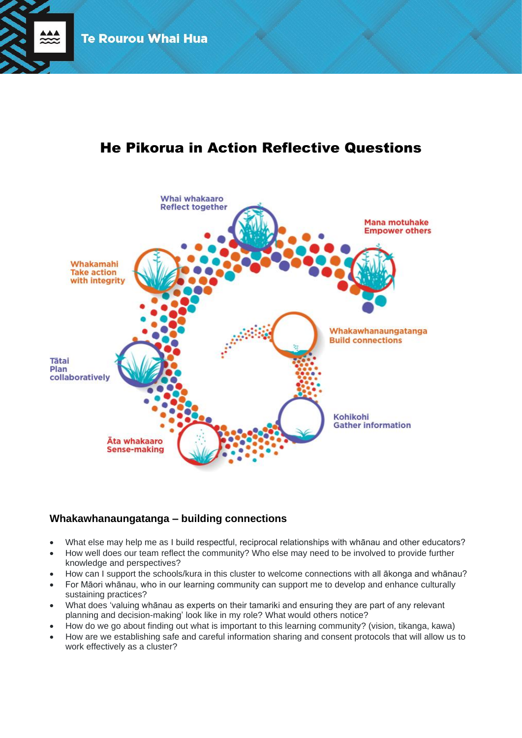Te Rourou Whai Hua

# He Pikorua in Action Reflective Questions

Whai whakaaro
Reflect together

Mana motuhake
Empower others

Whakamahi
Take action with integrity

Whakawhanaungatanga
Build connections

Tātai
Plan collaboratively

Kohikohi
Gather information

Āta whakaaro
Sense-making

## Whakawhanaungatanga – building connections

- What else may help me as I build respectful, reciprocal relationships with whānau and other educators?
- How well does our team reflect the community? Who else may need to be involved to provide further knowledge and perspectives?
- How can I support the schools/kura in this cluster to welcome connections with all ākonga and whānau?
- For Māori whānau, who in our learning community can support me to develop and enhance culturally sustaining practices?
- What does 'valuing whānau as experts on their tamariki and ensuring they are part of any relevant planning and decision-making' look like in my role? What would others notice?
- How do we go about finding out what is important to this learning community? (vision, tikanga, kawa)
- How are we establishing safe and careful information sharing and consent protocols that will allow us to work effectively as a cluster?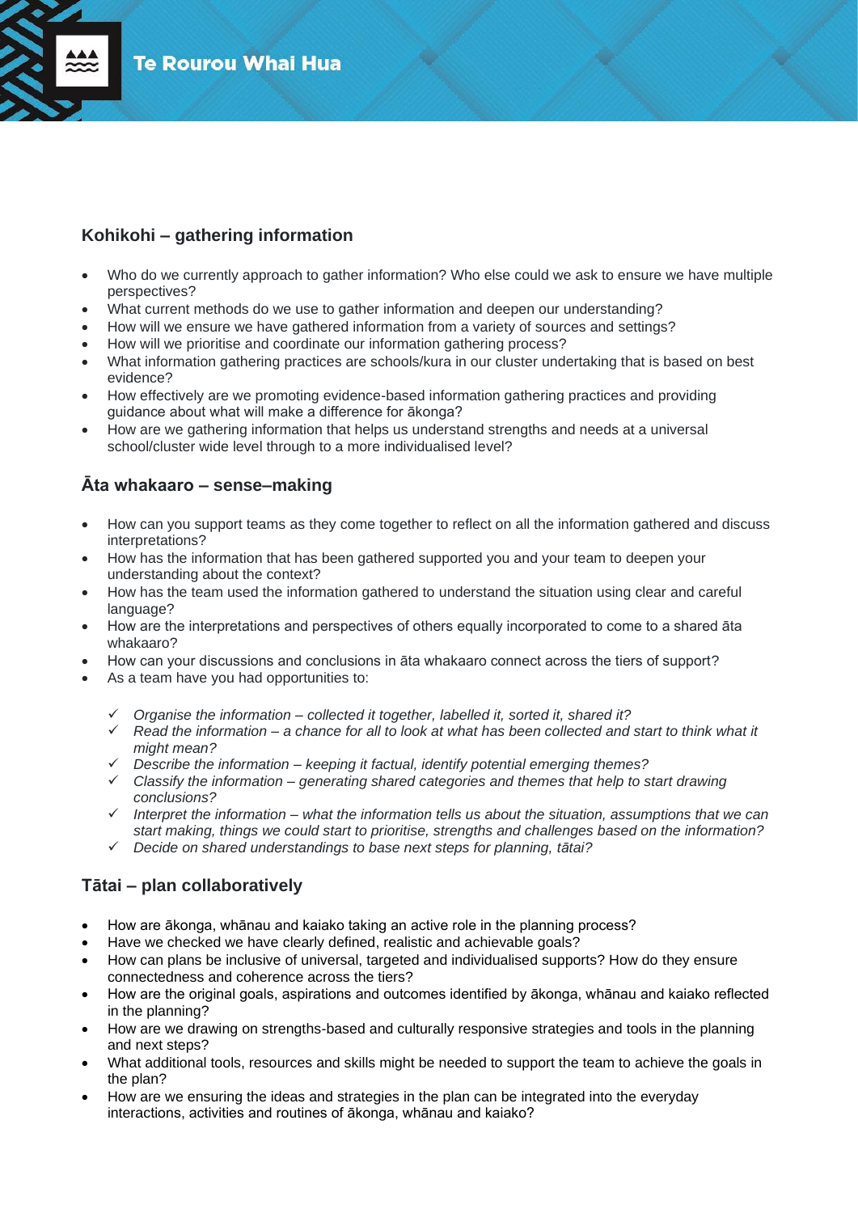## Kohikohi – gathering information

- Who do we currently approach to gather information? Who else could we ask to ensure we have multiple perspectives?
- What current methods do we use to gather information and deepen our understanding?
- How will we ensure we have gathered information from a variety of sources and settings?
- How will we prioritise and coordinate our information gathering process?
- What information gathering practices are schools/kura in our cluster undertaking that is based on best evidence?
- How effectively are we promoting evidence-based information gathering practices and providing guidance about what will make a difference for ākonga?
- How are we gathering information that helps us understand strengths and needs at a universal school/cluster wide level through to a more individualised level?

## Āta whakaaro – sense–making

- How can you support teams as they come together to reflect on all the information gathered and discuss interpretations?
- How has the information that has been gathered supported you and your team to deepen your understanding about the context?
- How has the team used the information gathered to understand the situation using clear and careful language?
- How are the interpretations and perspectives of others equally incorporated to come to a shared āta whakaaro?
- How can your discussions and conclusions in āta whakaaro connect across the tiers of support?
- As a team have you had opportunities to:

  - ✓ *Organise the information – collected it together, labelled it, sorted it, shared it?*
  - ✓ *Read the information – a chance for all to look at what has been collected and start to think what it might mean?*
  - ✓ *Describe the information – keeping it factual, identify potential emerging themes?*
  - ✓ *Classify the information – generating shared categories and themes that help to start drawing conclusions?*
  - ✓ *Interpret the information – what the information tells us about the situation, assumptions that we can start making, things we could start to prioritise, strengths and challenges based on the information?*
  - ✓ *Decide on shared understandings to base next steps for planning, tātai?*

## Tātai – plan collaboratively

- How are ākonga, whānau and kaiako taking an active role in the planning process?
- Have we checked we have clearly defined, realistic and achievable goals?
- How can plans be inclusive of universal, targeted and individualised supports? How do they ensure connectedness and coherence across the tiers?
- How are the original goals, aspirations and outcomes identified by ākonga, whānau and kaiako reflected in the planning?
- How are we drawing on strengths-based and culturally responsive strategies and tools in the planning and next steps?
- What additional tools, resources and skills might be needed to support the team to achieve the goals in the plan?
- How are we ensuring the ideas and strategies in the plan can be integrated into the everyday interactions, activities and routines of ākonga, whānau and kaiako?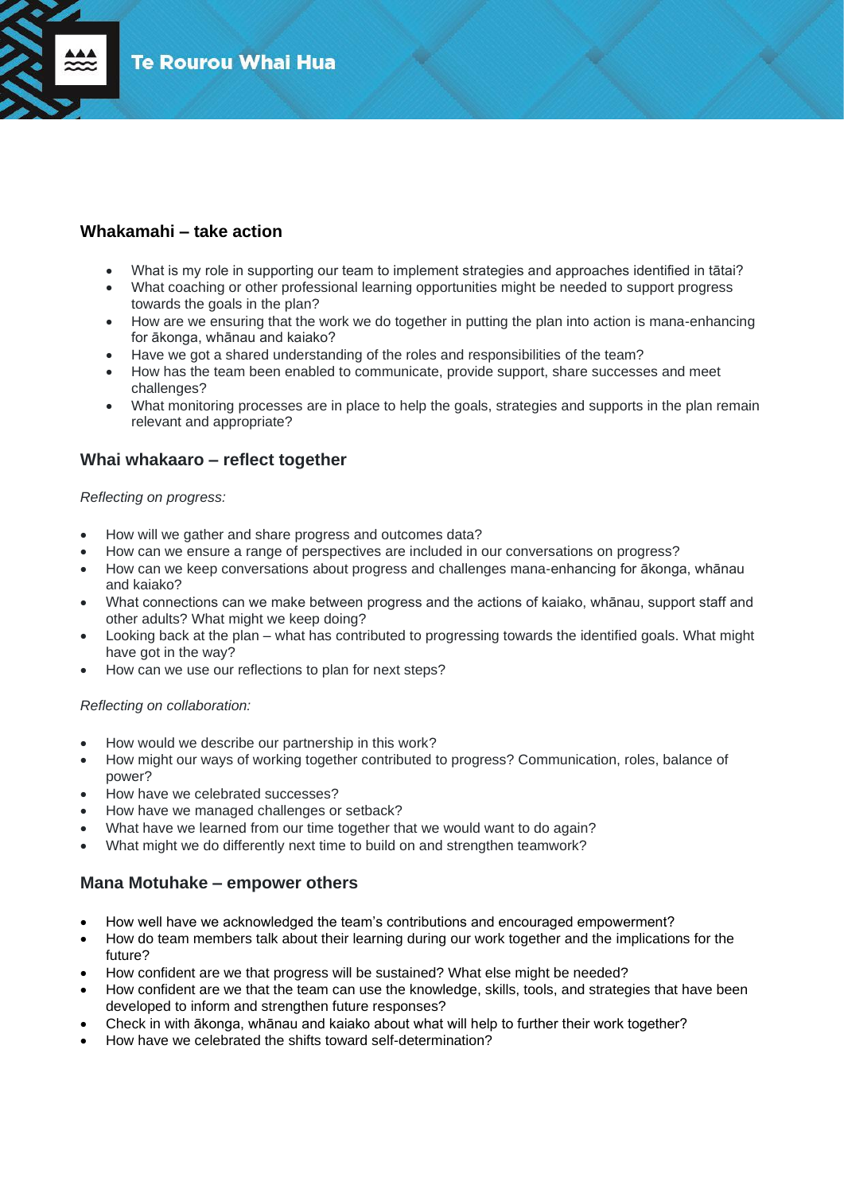## Whakamahi – take action

- What is my role in supporting our team to implement strategies and approaches identified in tātai?
- What coaching or other professional learning opportunities might be needed to support progress towards the goals in the plan?
- How are we ensuring that the work we do together in putting the plan into action is mana-enhancing for ākonga, whānau and kaiako?
- Have we got a shared understanding of the roles and responsibilities of the team?
- How has the team been enabled to communicate, provide support, share successes and meet challenges?
- What monitoring processes are in place to help the goals, strategies and supports in the plan remain relevant and appropriate?

## Whai whakaaro – reflect together

*Reflecting on progress:*

- How will we gather and share progress and outcomes data?
- How can we ensure a range of perspectives are included in our conversations on progress?
- How can we keep conversations about progress and challenges mana-enhancing for ākonga, whānau and kaiako?
- What connections can we make between progress and the actions of kaiako, whānau, support staff and other adults? What might we keep doing?
- Looking back at the plan – what has contributed to progressing towards the identified goals. What might have got in the way?
- How can we use our reflections to plan for next steps?

*Reflecting on collaboration:*

- How would we describe our partnership in this work?
- How might our ways of working together contributed to progress? Communication, roles, balance of power?
- How have we celebrated successes?
- How have we managed challenges or setback?
- What have we learned from our time together that we would want to do again?
- What might we do differently next time to build on and strengthen teamwork?

## Mana Motuhake – empower others

- How well have we acknowledged the team's contributions and encouraged empowerment?
- How do team members talk about their learning during our work together and the implications for the future?
- How confident are we that progress will be sustained? What else might be needed?
- How confident are we that the team can use the knowledge, skills, tools, and strategies that have been developed to inform and strengthen future responses?
- Check in with ākonga, whānau and kaiako about what will help to further their work together?
- How have we celebrated the shifts toward self-determination?